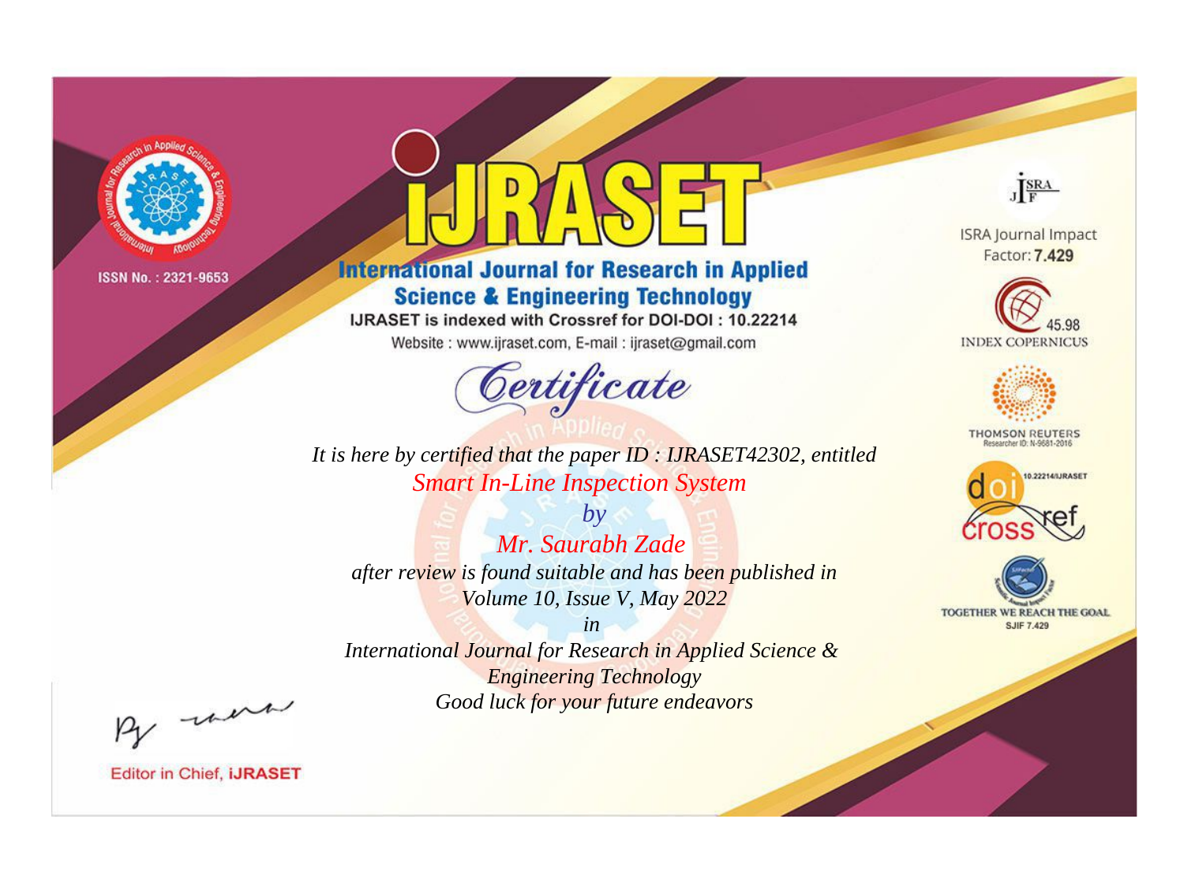ISSN No. : 2321-9653

# IJRASET

## International Journal for Research in Applied Science & Engineering Technology

IJRASET is indexed with Crossref for DOI-DOI : 10.22214

Website : www.ijraset.com, E-mail : ijraset@gmail.com

ISRA Journal Impact Factor: **7.429**

45.98 INDEX COPERNICUS

THOMSON REUTERS Researcher ID: N-9681-2016

10.22214/IJRASET

TOGETHER WE REACH THE GOAL SJIF 7.429

# *Certificate*

*It is here by certified that the paper ID : IJRASET42302, entitled*

*Smart In-Line Inspection System*

*by*

*Mr. Saurabh Zade*

*after review is found suitable and has been published in*

*Volume 10, Issue V, May 2022*

*in*

*International Journal for Research in Applied Science & Engineering Technology*

*Good luck for your future endeavors*

Editor in Chief, **iJRASET**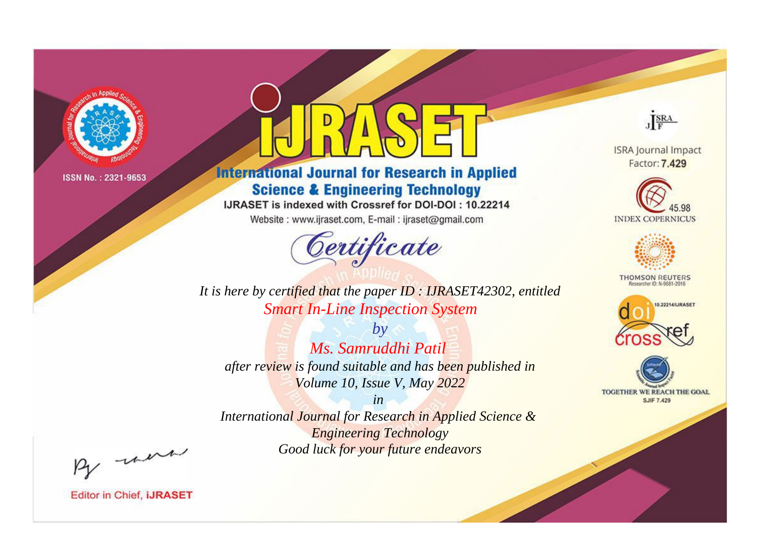ISSN No. : 2321-9653

# iJRASET

## International Journal for Research in Applied Science & Engineering Technology

IJRASET is indexed with Crossref for DOI-DOI : 10.22214

Website : www.ijraset.com, E-mail : ijraset@gmail.com

ISRA Journal Impact Factor: **7.429**

45.98 INDEX COPERNICUS

THOMSON REUTERS Researcher ID: N-9681-2016

10.22214/IJRASET

TOGETHER WE REACH THE GOAL SJIF 7.429

*Certificate*

*It is here by certified that the paper ID : IJRASET42302, entitled*

*Smart In-Line Inspection System*

*by*

*Ms. Samruddhi Patil*

*after review is found suitable and has been published in*

*Volume 10, Issue V, May 2022*

*in*

*International Journal for Research in Applied Science & Engineering Technology*

*Good luck for your future endeavors*

Editor in Chief, **iJRASET**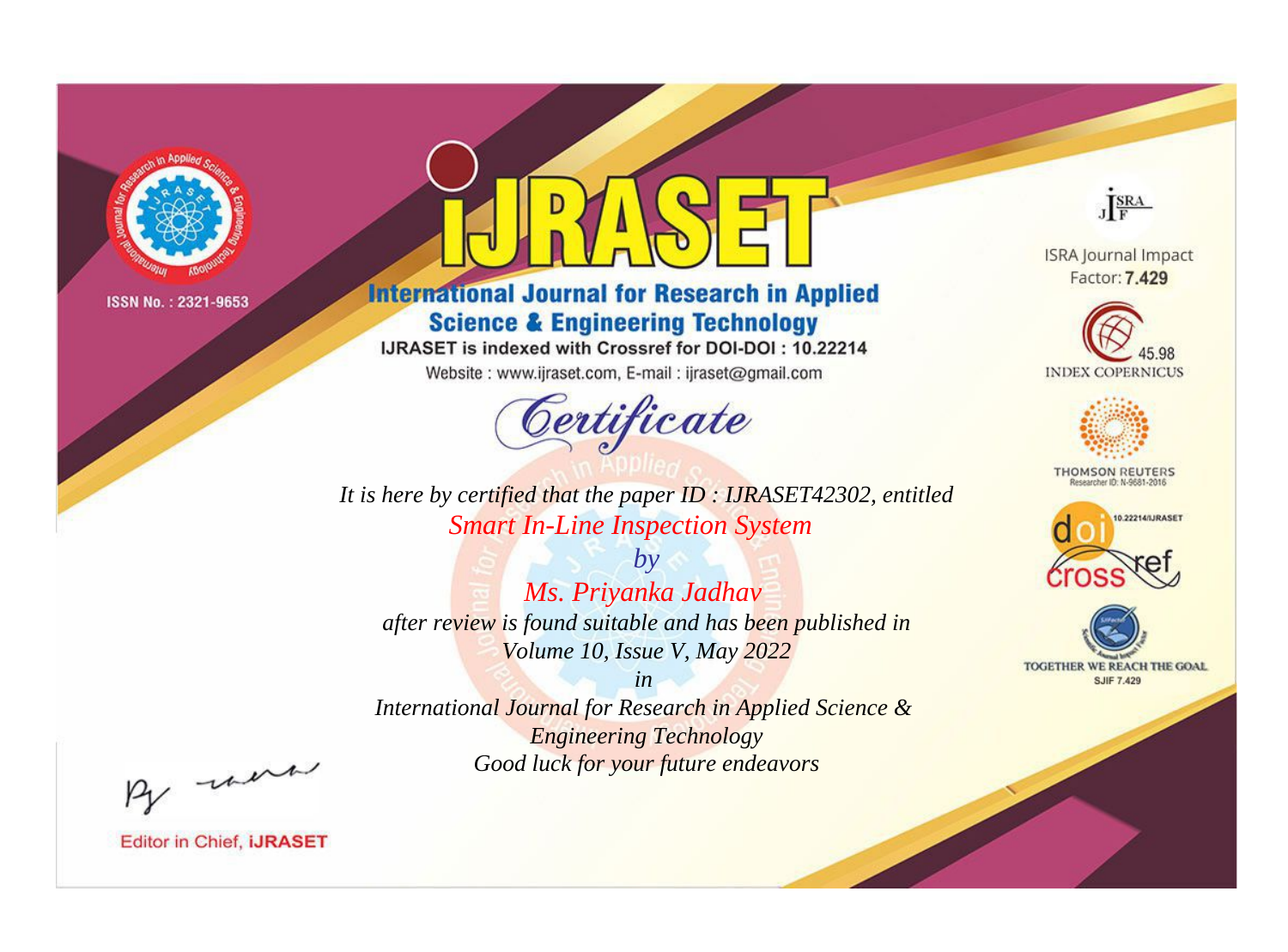ISSN No. : 2321-9653

# iJRASET

## International Journal for Research in Applied Science & Engineering Technology

IJRASET is indexed with Crossref for DOI-DOI : 10.22214

Website : www.ijraset.com, E-mail : ijraset@gmail.com

ISRA Journal Impact Factor: **7.429**

45.98 INDEX COPERNICUS

THOMSON REUTERS Researcher ID: N-9681-2016

10.22214/IJRASET

TOGETHER WE REACH THE GOAL SJIF 7.429

# Certificate

*It is here by certified that the paper ID : IJRASET42302, entitled*

*Smart In-Line Inspection System*

*by*

*Ms. Priyanka Jadhav*

*after review is found suitable and has been published in*

*Volume 10, Issue V, May 2022*

*in*

*International Journal for Research in Applied Science & Engineering Technology*

*Good luck for your future endeavors*

Editor in Chief, **iJRASET**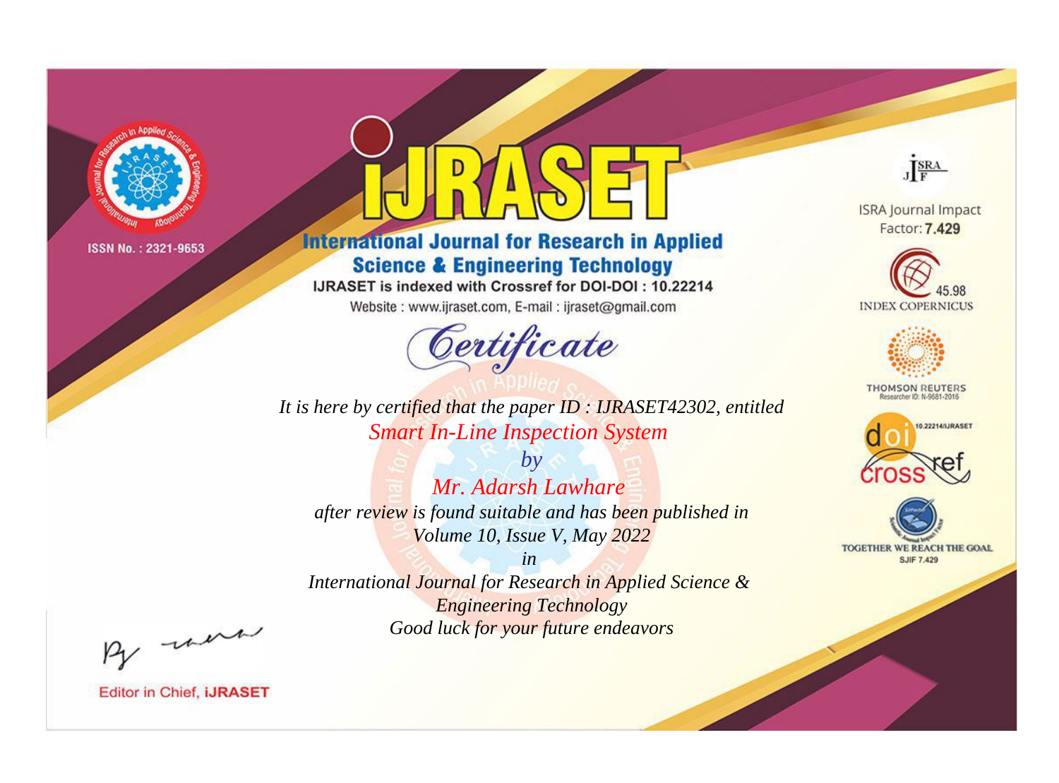ISSN No. : 2321-9653

# iJRASET

## International Journal for Research in Applied Science & Engineering Technology

IJRASET is indexed with Crossref for DOI-DOI : 10.22214

Website : www.ijraset.com, E-mail : ijraset@gmail.com

ISRA Journal Impact Factor: **7.429**

45.98 INDEX COPERNICUS

THOMSON REUTERS Researcher ID: N-9681-2016

10.22214/IJRASET

TOGETHER WE REACH THE GOAL SJIF 7.429

*Certificate*

*It is here by certified that the paper ID : IJRASET42302, entitled*

*Smart In-Line Inspection System*

*by*

*Mr. Adarsh Lawhare*

*after review is found suitable and has been published in*

*Volume 10, Issue V, May 2022*

*in*

*International Journal for Research in Applied Science & Engineering Technology*

*Good luck for your future endeavors*

Editor in Chief, **iJRASET**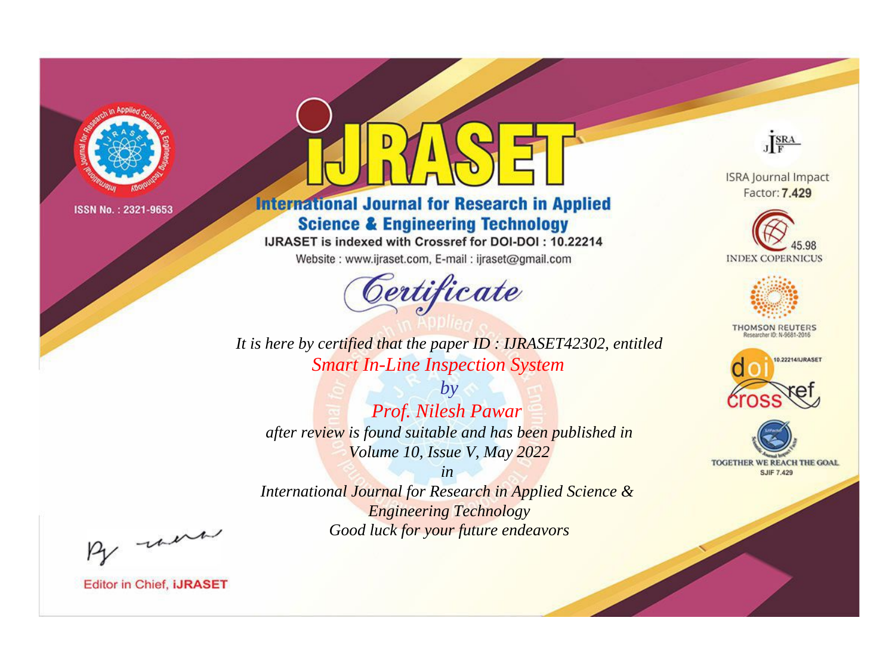ISSN No. : 2321-9653

# IJRASET

## International Journal for Research in Applied Science & Engineering Technology

IJRASET is indexed with Crossref for DOI-DOI : 10.22214

Website : www.ijraset.com, E-mail : ijraset@gmail.com

*Certificate*

*It is here by certified that the paper ID : IJRASET42302, entitled*

*Smart In-Line Inspection System*

*by*

*Prof. Nilesh Pawar*

*after review is found suitable and has been published in*

*Volume 10, Issue V, May 2022*

*in*

*International Journal for Research in Applied Science & Engineering Technology*

*Good luck for your future endeavors*

ISRA Journal Impact Factor: **7.429**

45.98 INDEX COPERNICUS

THOMSON REUTERS Researcher ID: N-9681-2016

10.22214/IJRASET

TOGETHER WE REACH THE GOAL SJIF 7.429

Editor in Chief, **iJRASET**